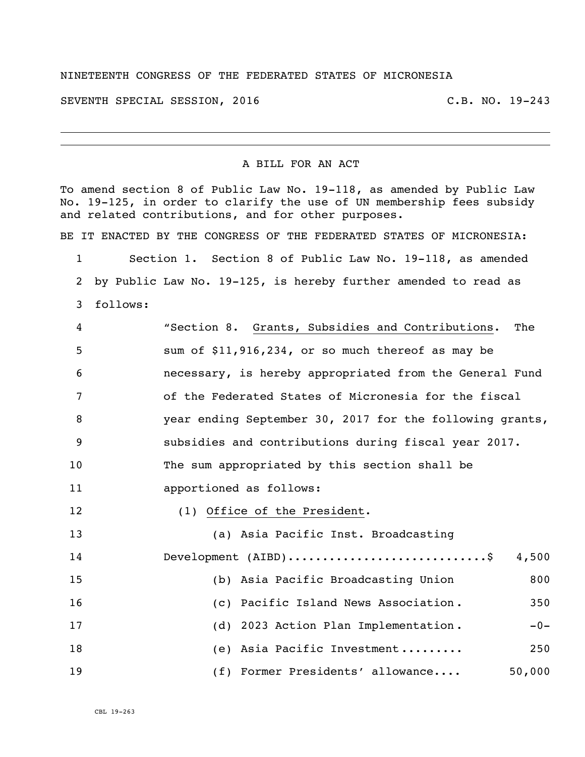NINETEENTH CONGRESS OF THE FEDERATED STATES OF MICRONESIA

SEVENTH SPECIAL SESSION, 2016 C.B. NO. 19-243

---

A BILL FOR AN ACT

To amend section 8 of Public Law No. 19-118, as amended by Public Law No. 19-125, in order to clarify the use of UN membership fees subsidy and related contributions, and for other purposes.

BE IT ENACTED BY THE CONGRESS OF THE FEDERATED STATES OF MICRONESIA:

1 Section 1. Section 8 of Public Law No. 19-118, as amended
2 by Public Law No. 19-125, is hereby further amended to read as
3 follows:

4 "Section 8. Grants, Subsidies and Contributions. The
5 sum of $11,916,234, or so much thereof as may be
6 necessary, is hereby appropriated from the General Fund
7 of the Federated States of Micronesia for the fiscal
8 year ending September 30, 2017 for the following grants,
9 subsidies and contributions during fiscal year 2017.
10 The sum appropriated by this section shall be
11 apportioned as follows:

12 (1) Office of the President.

13 (a) Asia Pacific Inst. Broadcasting
14 Development (AIBD)............................$ 4,500
15 (b) Asia Pacific Broadcasting Union 800
16 (c) Pacific Island News Association. 350
17 (d) 2023 Action Plan Implementation. -0-
18 (e) Asia Pacific Investment......... 250
19 (f) Former Presidents' allowance.... 50,000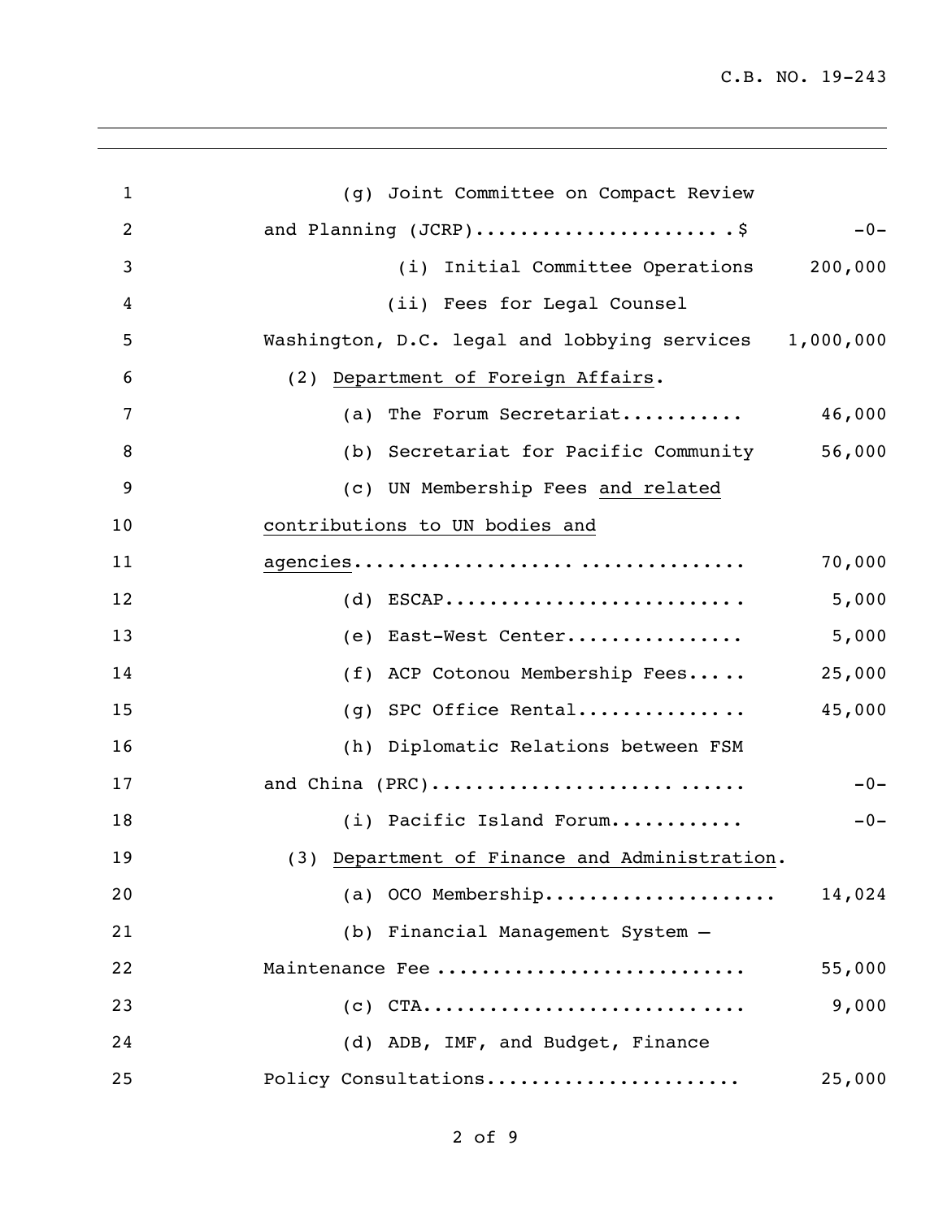(g) Joint Committee on Compact Review and Planning (JCRP)......................$ -0-

(i) Initial Committee Operations 200,000

(ii) Fees for Legal Counsel Washington, D.C. legal and lobbying services 1,000,000

(2) Department of Foreign Affairs.

(a) The Forum Secretariat........... 46,000

(b) Secretariat for Pacific Community 56,000

(c) UN Membership Fees and related contributions to UN bodies and agencies................................. 70,000

(d) ESCAP.......................... 5,000

(e) East-West Center................ 5,000

(f) ACP Cotonou Membership Fees..... 25,000

(g) SPC Office Rental............... 45,000

(h) Diplomatic Relations between FSM and China (PRC)............................ -0-

(i) Pacific Island Forum............ -0-

(3) Department of Finance and Administration.

(a) OCO Membership.................... 14,024

(b) Financial Management System – Maintenance Fee .......................... 55,000

(c) CTA............................ 9,000

(d) ADB, IMF, and Budget, Finance Policy Consultations...................... 25,000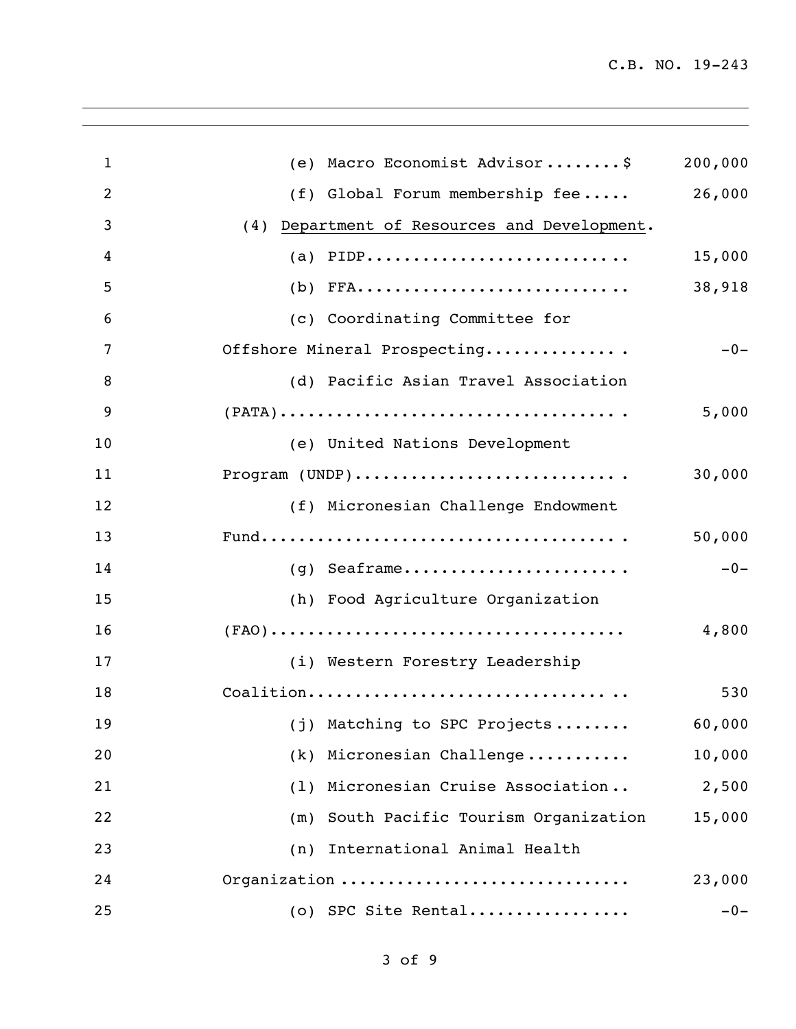(e) Macro Economist Advisor........$ 200,000

(f) Global Forum membership fee..... 26,000

(4) <u>Department of Resources and Development</u>.

(a) PIDP........................... 15,000

(b) FFA............................ 38,918

(c) Coordinating Committee for Offshore Mineral Prospecting.............. -0-

(d) Pacific Asian Travel Association (PATA).................................. 5,000

(e) United Nations Development Program (UNDP)........................... 30,000

(f) Micronesian Challenge Endowment Fund..................................... 50,000

(g) Seaframe....................... -0-

(h) Food Agriculture Organization (FAO).................................... 4,800

(i) Western Forestry Leadership Coalition................................ 530

(j) Matching to SPC Projects........ 60,000

(k) Micronesian Challenge........... 10,000

(l) Micronesian Cruise Association.. 2,500

(m) South Pacific Tourism Organization 15,000

(n) International Animal Health Organization ............................ 23,000

(o) SPC Site Rental................ -0-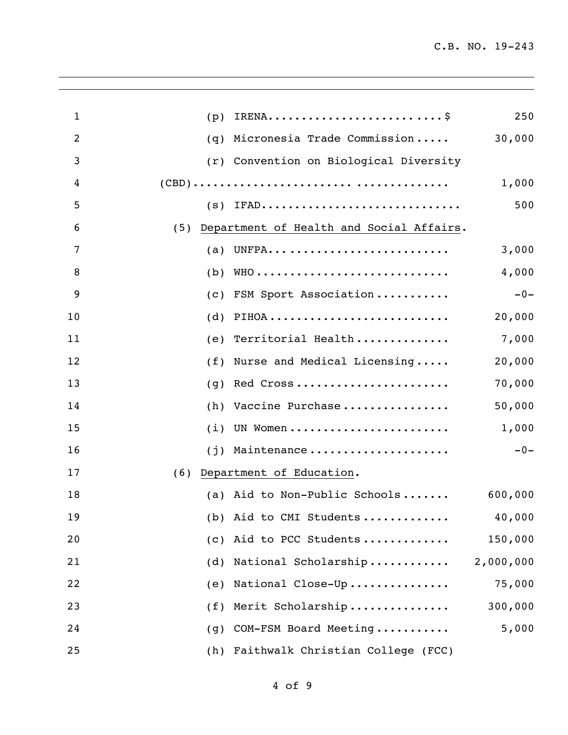(p) IRENA..........................$ 250

(q) Micronesia Trade Commission..... 30,000

(r) Convention on Biological Diversity (CBD).................................... 1,000

(s) IFAD.............................. 500

(5) <u>Department of Health and Social Affairs</u>.

(a) UNFPA.......................... 3,000

(b) WHO............................ 4,000

(c) FSM Sport Association........... -0-

(d) PIHOA.......................... 20,000

(e) Territorial Health.............. 7,000

(f) Nurse and Medical Licensing..... 20,000

(g) Red Cross...................... 70,000

(h) Vaccine Purchase................ 50,000

(i) UN Women....................... 1,000

(j) Maintenance.................... -0-

(6) <u>Department of Education</u>.

(a) Aid to Non-Public Schools....... 600,000

(b) Aid to CMI Students............. 40,000

(c) Aid to PCC Students............. 150,000

(d) National Scholarship............ 2,000,000

(e) National Close-Up.............. 75,000

(f) Merit Scholarship.............. 300,000

(g) COM-FSM Board Meeting........... 5,000

(h) Faithwalk Christian College (FCC)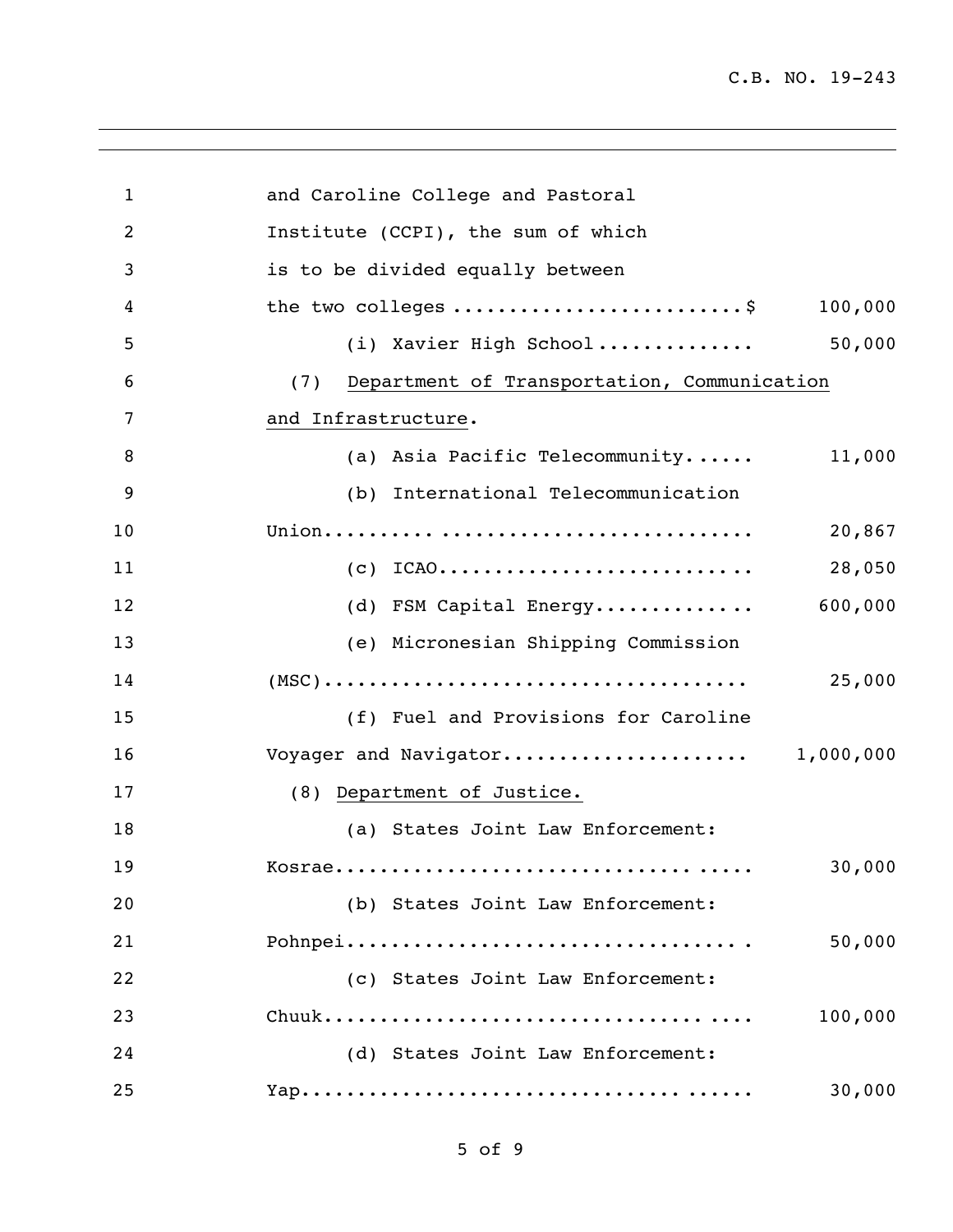and Caroline College and Pastoral Institute (CCPI), the sum of which is to be divided equally between the two colleges .........................$ 100,000

(i) Xavier High School ............. 50,000

(7) Department of Transportation, Communication and Infrastructure.

(a) Asia Pacific Telecommunity...... 11,000

(b) International Telecommunication Union......... .......................... 20,867

(c) ICAO........................... 28,050

(d) FSM Capital Energy.............. 600,000

(e) Micronesian Shipping Commission (MSC).................................... 25,000

(f) Fuel and Provisions for Caroline Voyager and Navigator..................... 1,000,000

(8) Department of Justice.

(a) States Joint Law Enforcement: Kosrae................................... ..... 30,000

(b) States Joint Law Enforcement: Pohnpei.................................... . 50,000

(c) States Joint Law Enforcement: Chuuk.................................... .... 100,000

(d) States Joint Law Enforcement: Yap...................................... ...... 30,000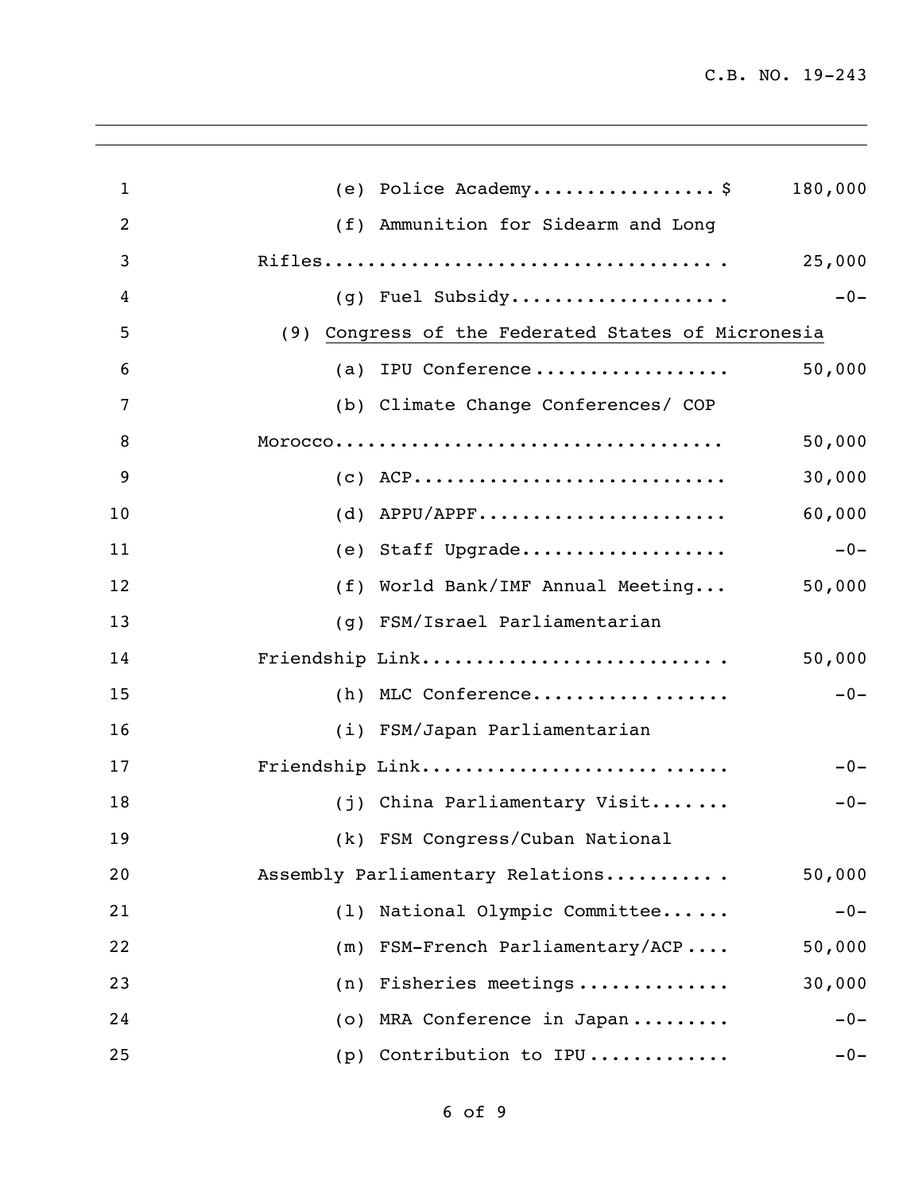(e) Police Academy.................$ 180,000

(f) Ammunition for Sidearm and Long Rifles.................................... 25,000

(g) Fuel Subsidy.................... -0-

(9) <u>Congress of the Federated States of Micronesia</u>

(a) IPU Conference.................. 50,000

(b) Climate Change Conferences/ COP Morocco.................................. 50,000

(c) ACP............................. 30,000

(d) APPU/APPF....................... 60,000

(e) Staff Upgrade................... -0-

(f) World Bank/IMF Annual Meeting... 50,000

(g) FSM/Israel Parliamentarian Friendship Link........................... 50,000

(h) MLC Conference.................. -0-

(i) FSM/Japan Parliamentarian Friendship Link.............................. -0-

(j) China Parliamentary Visit....... -0-

(k) FSM Congress/Cuban National Assembly Parliamentary Relations........... 50,000

(l) National Olympic Committee...... -0-

(m) FSM-French Parliamentary/ACP.... 50,000

(n) Fisheries meetings.............. 30,000

(o) MRA Conference in Japan......... -0-

(p) Contribution to IPU............. -0-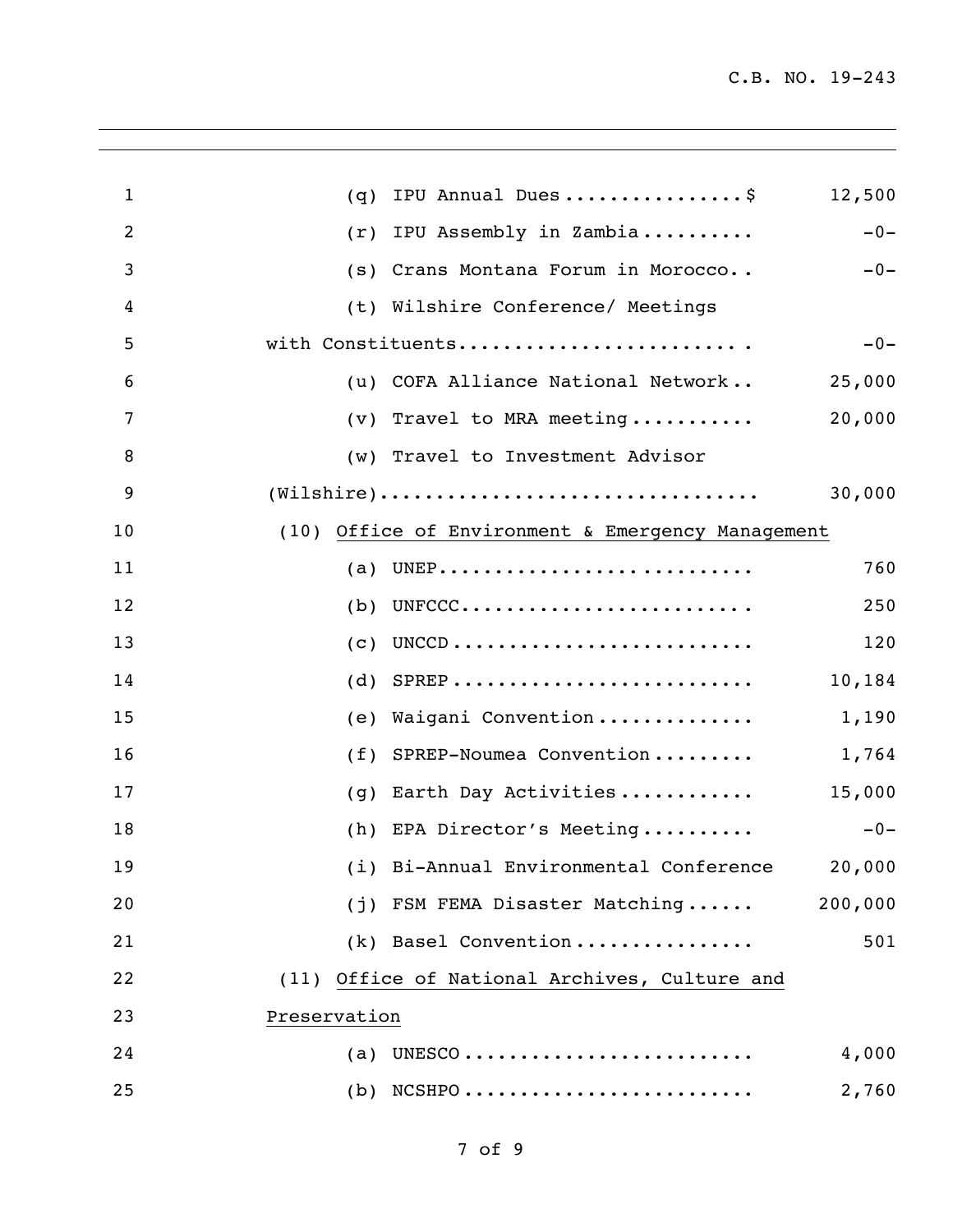(q) IPU Annual Dues................$ 12,500

(r) IPU Assembly in Zambia.......... -0-

(s) Crans Montana Forum in Morocco.. -0-

(t) Wilshire Conference/ Meetings with Constituents......................... -0-

(u) COFA Alliance National Network.. 25,000

(v) Travel to MRA meeting........... 20,000

(w) Travel to Investment Advisor (Wilshire)................................ 30,000

(10) <u>Office of Environment & Emergency Management</u>

(a) UNEP........................... 760

(b) UNFCCC.......................... 250

(c) UNCCD........................... 120

(d) SPREP........................... 10,184

(e) Waigani Convention.............. 1,190

(f) SPREP-Noumea Convention......... 1,764

(g) Earth Day Activities............ 15,000

(h) EPA Director's Meeting.......... -0-

(i) Bi-Annual Environmental Conference 20,000

(j) FSM FEMA Disaster Matching...... 200,000

(k) Basel Convention................ 501

(11) <u>Office of National Archives, Culture and Preservation</u>

(a) UNESCO.......................... 4,000

(b) NCSHPO.......................... 2,760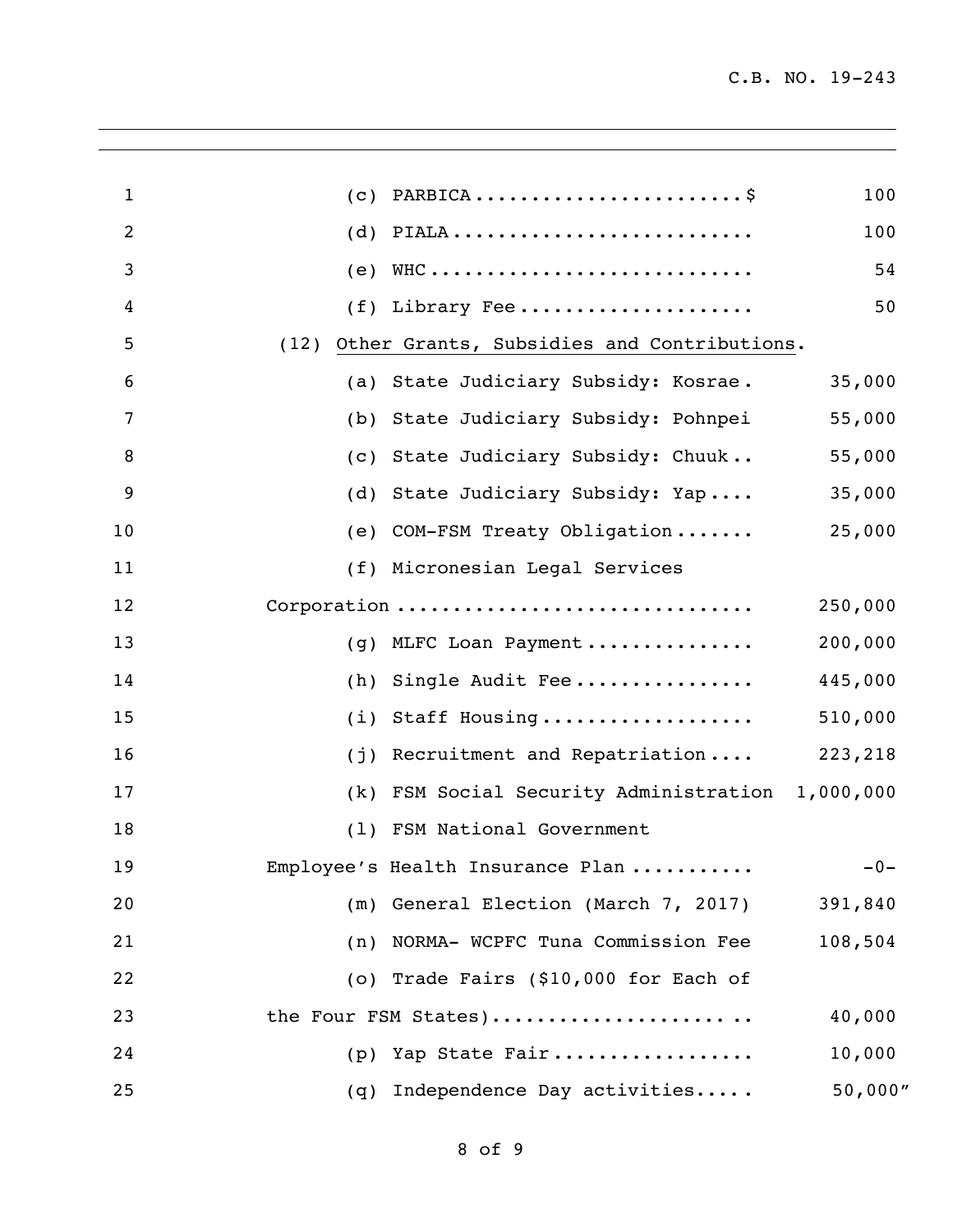| | |
|---|---:|
| (c) PARBICA........................$ | 100 |
| (d) PIALA.......................... | 100 |
| (e) WHC............................ | 54 |
| (f) Library Fee.................... | 50 |

(12) Other Grants, Subsidies and Contributions.

| | |
|---|---:|
| (a) State Judiciary Subsidy: Kosrae. | 35,000 |
| (b) State Judiciary Subsidy: Pohnpei | 55,000 |
| (c) State Judiciary Subsidy: Chuuk.. | 55,000 |
| (d) State Judiciary Subsidy: Yap.... | 35,000 |
| (e) COM-FSM Treaty Obligation....... | 25,000 |
| (f) Micronesian Legal Services Corporation.............................. | 250,000 |
| (g) MLFC Loan Payment............... | 200,000 |
| (h) Single Audit Fee................ | 445,000 |
| (i) Staff Housing................... | 510,000 |
| (j) Recruitment and Repatriation.... | 223,218 |
| (k) FSM Social Security Administration | 1,000,000 |
| (l) FSM National Government Employee's Health Insurance Plan.......... | -0- |
| (m) General Election (March 7, 2017) | 391,840 |
| (n) NORMA- WCPFC Tuna Commission Fee | 108,504 |
| (o) Trade Fairs ($10,000 for Each of the Four FSM States)...................... .. | 40,000 |
| (p) Yap State Fair.................. | 10,000 |
| (q) Independence Day activities..... | 50,000" |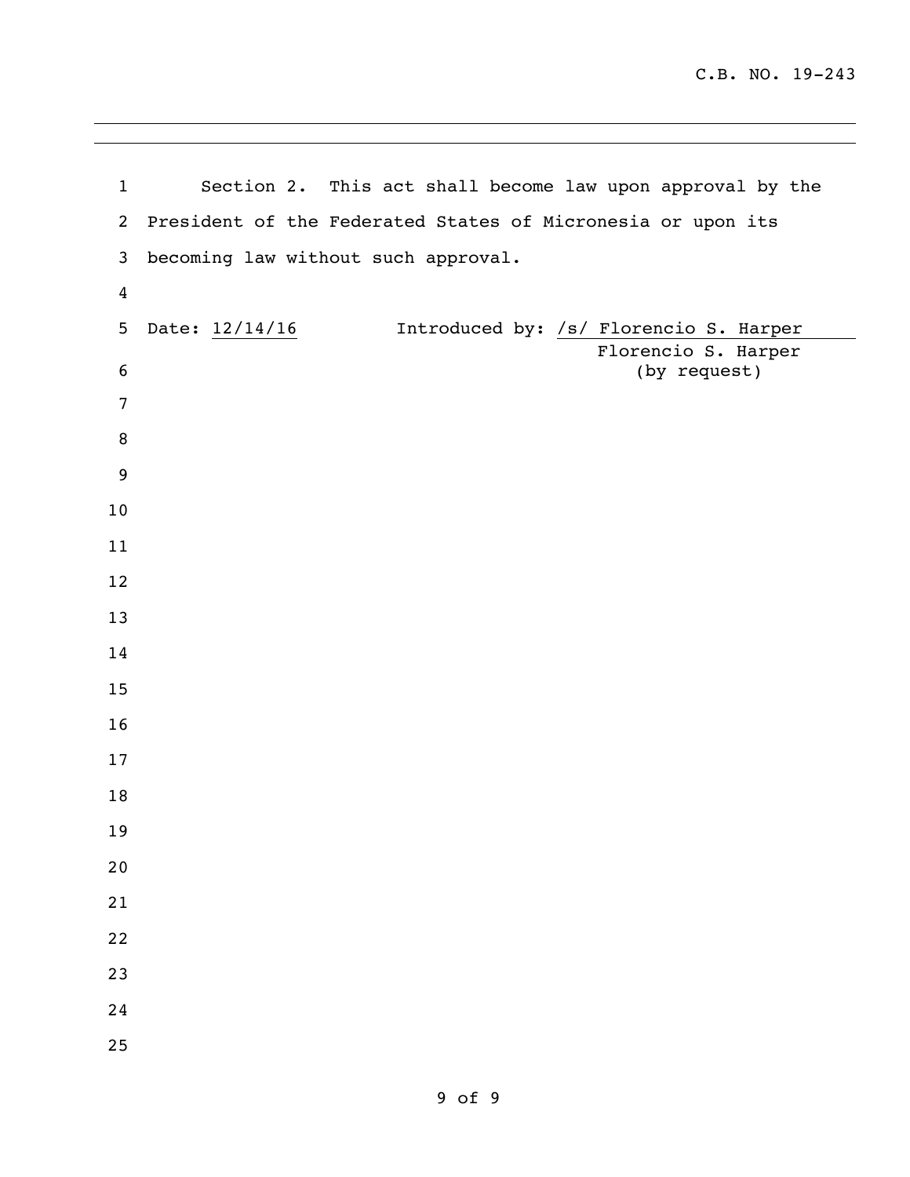Section 2. This act shall become law upon approval by the President of the Federated States of Micronesia or upon its becoming law without such approval.

Date: 12/14/16 Introduced by: /s/ Florencio S. Harper

Florencio S. Harper
(by request)